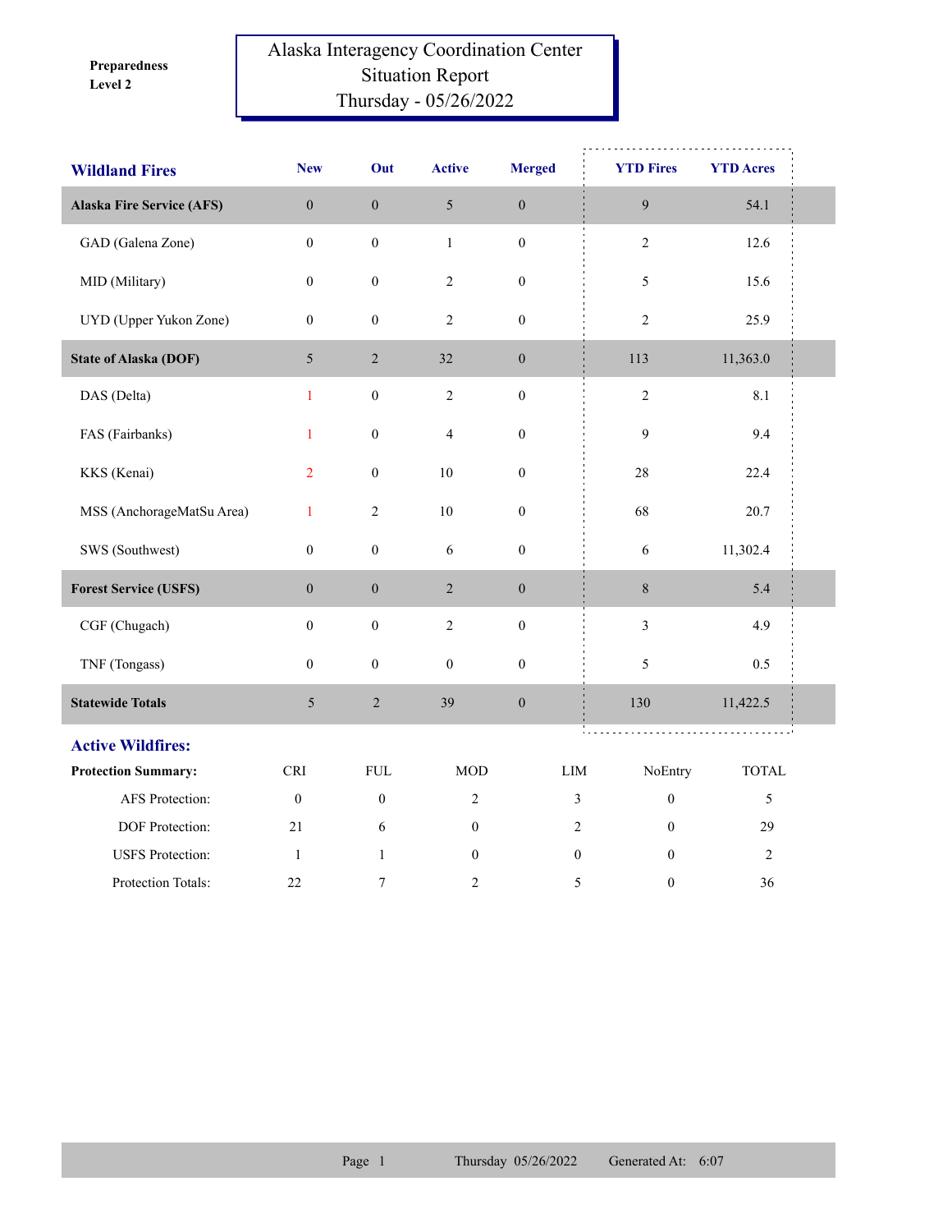**Preparedness Level 2**

# Alaska Interagency Coordination Center
## Situation Report
### Thursday - 05/26/2022

| Wildland Fires | New | Out | Active | Merged | YTD Fires | YTD Acres |
|---|---|---|---|---|---|---|
| **Alaska Fire Service (AFS)** | 0 | 0 | 5 | 0 | 9 | 54.1 |
| GAD (Galena Zone) | 0 | 0 | 1 | 0 | 2 | 12.6 |
| MID (Military) | 0 | 0 | 2 | 0 | 5 | 15.6 |
| UYD (Upper Yukon Zone) | 0 | 0 | 2 | 0 | 2 | 25.9 |
| **State of Alaska (DOF)** | 5 | 2 | 32 | 0 | 113 | 11,363.0 |
| DAS (Delta) | 1 | 0 | 2 | 0 | 2 | 8.1 |
| FAS (Fairbanks) | 1 | 0 | 4 | 0 | 9 | 9.4 |
| KKS (Kenai) | 2 | 0 | 10 | 0 | 28 | 22.4 |
| MSS (AnchorageMatSu Area) | 1 | 2 | 10 | 0 | 68 | 20.7 |
| SWS (Southwest) | 0 | 0 | 6 | 0 | 6 | 11,302.4 |
| **Forest Service (USFS)** | 0 | 0 | 2 | 0 | 8 | 5.4 |
| CGF (Chugach) | 0 | 0 | 2 | 0 | 3 | 4.9 |
| TNF (Tongass) | 0 | 0 | 0 | 0 | 5 | 0.5 |
| **Statewide Totals** | 5 | 2 | 39 | 0 | 130 | 11,422.5 |

## Active Wildfires:

| Protection Summary: | CRI | FUL | MOD | LIM | NoEntry | TOTAL |
|---|---|---|---|---|---|---|
| AFS Protection: | 0 | 0 | 2 | 3 | 0 | 5 |
| DOF Protection: | 21 | 6 | 0 | 2 | 0 | 29 |
| USFS Protection: | 1 | 1 | 0 | 0 | 0 | 2 |
| Protection Totals: | 22 | 7 | 2 | 5 | 0 | 36 |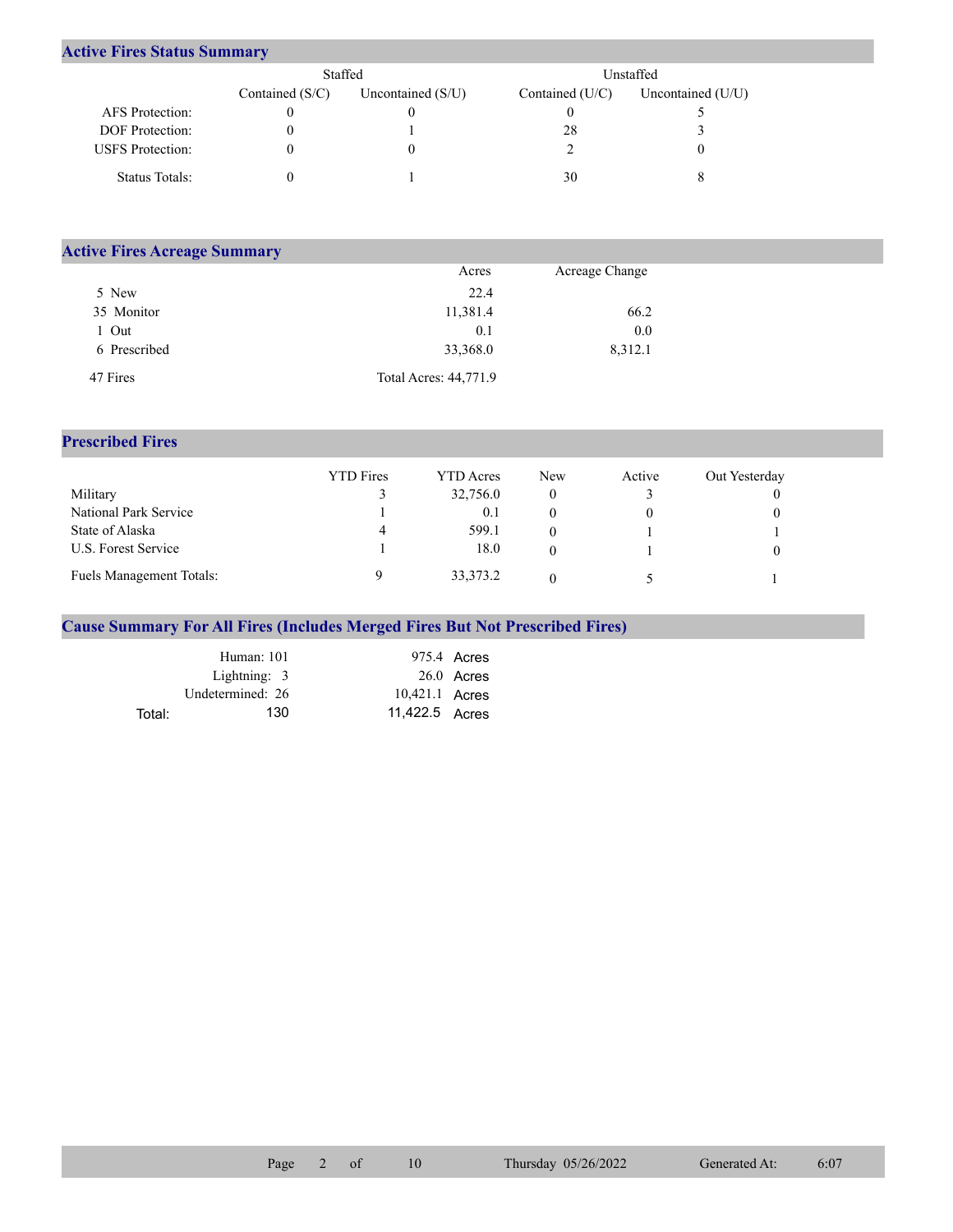## Active Fires Status Summary

| | Staffed | | Unstaffed | |
|---|---|---|---|---|
| | Contained (S/C) | Uncontained (S/U) | Contained (U/C) | Uncontained (U/U) |
| AFS Protection: | 0 | 0 | 0 | 5 |
| DOF Protection: | 0 | 1 | 28 | 3 |
| USFS Protection: | 0 | 0 | 2 | 0 |
| Status Totals: | 0 | 1 | 30 | 8 |

## Active Fires Acreage Summary

| | Acres | Acreage Change |
|---|---|---|
| 5 New | 22.4 | |
| 35 Monitor | 11,381.4 | 66.2 |
| 1 Out | 0.1 | 0.0 |
| 6 Prescribed | 33,368.0 | 8,312.1 |
| 47 Fires | Total Acres: 44,771.9 | |

## Prescribed Fires

| | YTD Fires | YTD Acres | New | Active | Out Yesterday |
|---|---|---|---|---|---|
| Military | 3 | 32,756.0 | 0 | 3 | 0 |
| National Park Service | 1 | 0.1 | 0 | 0 | 0 |
| State of Alaska | 4 | 599.1 | 0 | 1 | 1 |
| U.S. Forest Service | 1 | 18.0 | 0 | 1 | 0 |
| Fuels Management Totals: | 9 | 33,373.2 | 0 | 5 | 1 |

## Cause Summary For All Fires (Includes Merged Fires But Not Prescribed Fires)

| Cause | Fires | Acres |
|---|---|---|
| Human: | 101 | 975.4 Acres |
| Lightning: | 3 | 26.0 Acres |
| Undetermined: | 26 | 10,421.1 Acres |
| Total: | 130 | 11,422.5 Acres |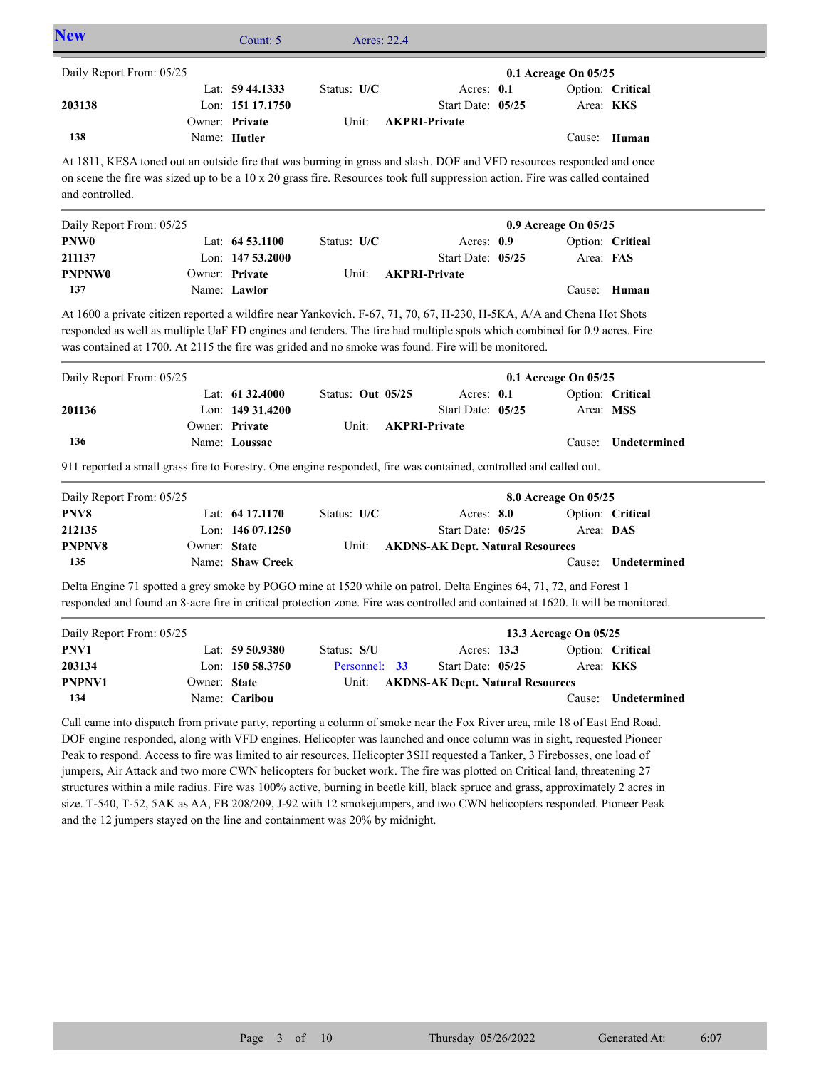## New

Count: 5 Acres: 22.4

---

| Daily Report From: 05/25 | | | | 0.1 Acreage On 05/25 |
|---|---|---|---|---|
| | Lat: **59 44.1333** | Status: **U/C** | Acres: **0.1** | Option: **Critical** |
| **203138** | Lon: **151 17.1750** | | Start Date: **05/25** | Area: **KKS** |
| | Owner: **Private** | Unit: **AKPRI-Private** | | |
| **138** | Name: **Hutler** | | | Cause: **Human** |

At 1811, KESA toned out an outside fire that was burning in grass and slash. DOF and VFD resources responded and once on scene the fire was sized up to be a 10 x 20 grass fire. Resources took full suppression action. Fire was called contained and controlled.

---

| Daily Report From: 05/25 | | | | 0.9 Acreage On 05/25 |
|---|---|---|---|---|
| **PNW0** | Lat: **64 53.1100** | Status: **U/C** | Acres: **0.9** | Option: **Critical** |
| **211137** | Lon: **147 53.2000** | | Start Date: **05/25** | Area: **FAS** |
| **PNPNW0** | Owner: **Private** | Unit: **AKPRI-Private** | | |
| **137** | Name: **Lawlor** | | | Cause: **Human** |

At 1600 a private citizen reported a wildfire near Yankovich. F-67, 71, 70, 67, H-230, H-5KA, A/A and Chena Hot Shots responded as well as multiple UaF FD engines and tenders. The fire had multiple spots which combined for 0.9 acres. Fire was contained at 1700. At 2115 the fire was grided and no smoke was found. Fire will be monitored.

---

| Daily Report From: 05/25 | | | | 0.1 Acreage On 05/25 |
|---|---|---|---|---|
| | Lat: **61 32.4000** | Status: **Out 05/25** | Acres: **0.1** | Option: **Critical** |
| **201136** | Lon: **149 31.4200** | | Start Date: **05/25** | Area: **MSS** |
| | Owner: **Private** | Unit: **AKPRI-Private** | | |
| **136** | Name: **Loussac** | | | Cause: **Undetermined** |

911 reported a small grass fire to Forestry. One engine responded, fire was contained, controlled and called out.

---

| Daily Report From: 05/25 | | | | 8.0 Acreage On 05/25 |
|---|---|---|---|---|
| **PNV8** | Lat: **64 17.1170** | Status: **U/C** | Acres: **8.0** | Option: **Critical** |
| **212135** | Lon: **146 07.1250** | | Start Date: **05/25** | Area: **DAS** |
| **PNPNV8** | Owner: **State** | Unit: **AKDNS-AK Dept. Natural Resources** | | |
| **135** | Name: **Shaw Creek** | | | Cause: **Undetermined** |

Delta Engine 71 spotted a grey smoke by POGO mine at 1520 while on patrol. Delta Engines 64, 71, 72, and Forest 1 responded and found an 8-acre fire in critical protection zone. Fire was controlled and contained at 1620. It will be monitored.

---

| Daily Report From: 05/25 | | | | 13.3 Acreage On 05/25 |
|---|---|---|---|---|
| **PNV1** | Lat: **59 50.9380** | Status: **S/U** | Acres: **13.3** | Option: **Critical** |
| **203134** | Lon: **150 58.3750** | Personnel: **33** | Start Date: **05/25** | Area: **KKS** |
| **PNPNV1** | Owner: **State** | Unit: **AKDNS-AK Dept. Natural Resources** | | |
| **134** | Name: **Caribou** | | | Cause: **Undetermined** |

Call came into dispatch from private party, reporting a column of smoke near the Fox River area, mile 18 of East End Road. DOF engine responded, along with VFD engines. Helicopter was launched and once column was in sight, requested Pioneer Peak to respond. Access to fire was limited to air resources. Helicopter 3SH requested a Tanker, 3 Firebosses, one load of jumpers, Air Attack and two more CWN helicopters for bucket work. The fire was plotted on Critical land, threatening 27 structures within a mile radius. Fire was 100% active, burning in beetle kill, black spruce and grass, approximately 2 acres in size. T-540, T-52, 5AK as AA, FB 208/209, J-92 with 12 smokejumpers, and two CWN helicopters responded. Pioneer Peak and the 12 jumpers stayed on the line and containment was 20% by midnight.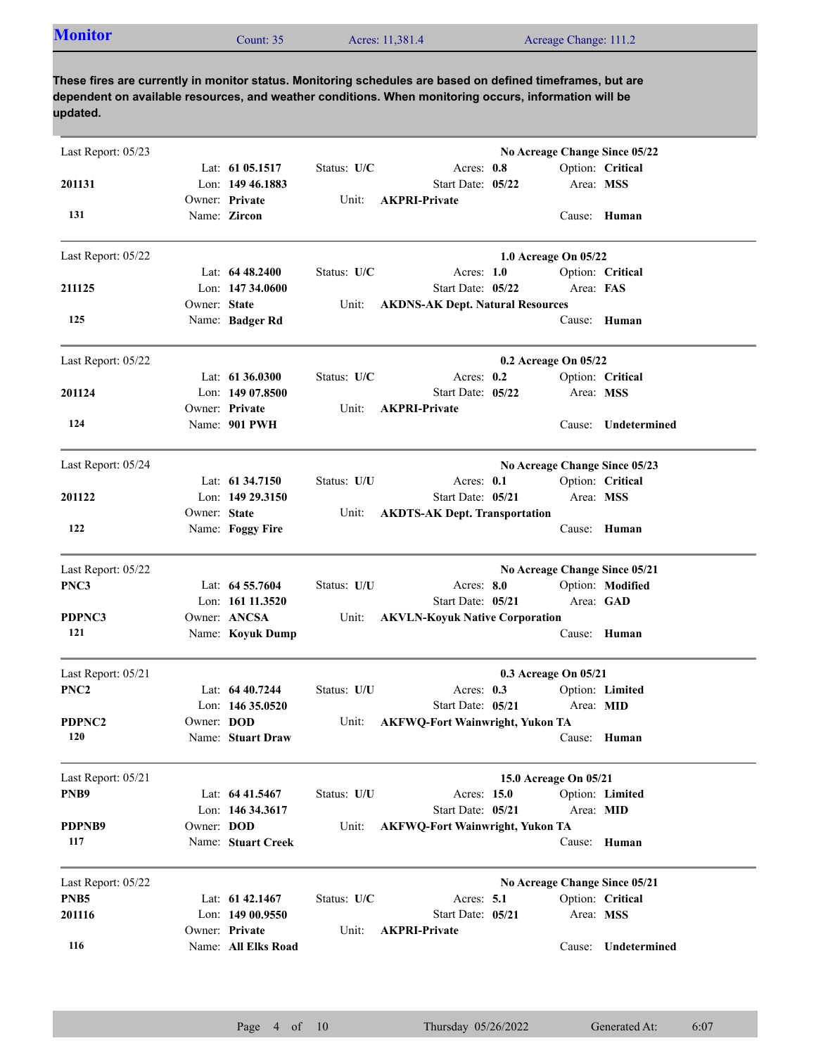## Monitor

Count: 35 | Acres: 11,381.4 | Acreage Change: 111.2

**These fires are currently in monitor status. Monitoring schedules are based on defined timeframes, but are dependent on available resources, and weather conditions. When monitoring occurs, information will be updated.**

---

Last Report: 05/23 — **No Acreage Change Since 05/22**

**201131**
**131**

Lat: **61 05.1517** | Lon: **149 46.1883** | Owner: **Private** | Name: **Zircon**
Status: **U/C** | Unit: **AKPRI-Private**
Acres: **0.8** | Start Date: **05/22**
Option: **Critical** | Area: **MSS** | Cause: **Human**

---

Last Report: 05/22 — **1.0 Acreage On 05/22**

**211125**
**125**

Lat: **64 48.2400** | Lon: **147 34.0600** | Owner: **State** | Name: **Badger Rd**
Status: **U/C** | Unit: **AKDNS-AK Dept. Natural Resources**
Acres: **1.0** | Start Date: **05/22**
Option: **Critical** | Area: **FAS** | Cause: **Human**

---

Last Report: 05/22 — **0.2 Acreage On 05/22**

**201124**
**124**

Lat: **61 36.0300** | Lon: **149 07.8500** | Owner: **Private** | Name: **901 PWH**
Status: **U/C** | Unit: **AKPRI-Private**
Acres: **0.2** | Start Date: **05/22**
Option: **Critical** | Area: **MSS** | Cause: **Undetermined**

---

Last Report: 05/24 — **No Acreage Change Since 05/23**

**201122**
**122**

Lat: **61 34.7150** | Lon: **149 29.3150** | Owner: **State** | Name: **Foggy Fire**
Status: **U/U** | Unit: **AKDTS-AK Dept. Transportation**
Acres: **0.1** | Start Date: **05/21**
Option: **Critical** | Area: **MSS** | Cause: **Human**

---

Last Report: 05/22 — **No Acreage Change Since 05/21**

**PNC3**
**PDPNC3**
**121**

Lat: **64 55.7604** | Lon: **161 11.3520** | Owner: **ANCSA** | Name: **Koyuk Dump**
Status: **U/U** | Unit: **AKVLN-Koyuk Native Corporation**
Acres: **8.0** | Start Date: **05/21**
Option: **Modified** | Area: **GAD** | Cause: **Human**

---

Last Report: 05/21 — **0.3 Acreage On 05/21**

**PNC2**
**PDPNC2**
**120**

Lat: **64 40.7244** | Lon: **146 35.0520** | Owner: **DOD** | Name: **Stuart Draw**
Status: **U/U** | Unit: **AKFWQ-Fort Wainwright, Yukon TA**
Acres: **0.3** | Start Date: **05/21**
Option: **Limited** | Area: **MID** | Cause: **Human**

---

Last Report: 05/21 — **15.0 Acreage On 05/21**

**PNB9**
**PDPNB9**
**117**

Lat: **64 41.5467** | Lon: **146 34.3617** | Owner: **DOD** | Name: **Stuart Creek**
Status: **U/U** | Unit: **AKFWQ-Fort Wainwright, Yukon TA**
Acres: **15.0** | Start Date: **05/21**
Option: **Limited** | Area: **MID** | Cause: **Human**

---

Last Report: 05/22 — **No Acreage Change Since 05/21**

**PNB5**
**201116**
**116**

Lat: **61 42.1467** | Lon: **149 00.9550** | Owner: **Private** | Name: **All Elks Road**
Status: **U/C** | Unit: **AKPRI-Private**
Acres: **5.1** | Start Date: **05/21**
Option: **Critical** | Area: **MSS** | Cause: **Undetermined**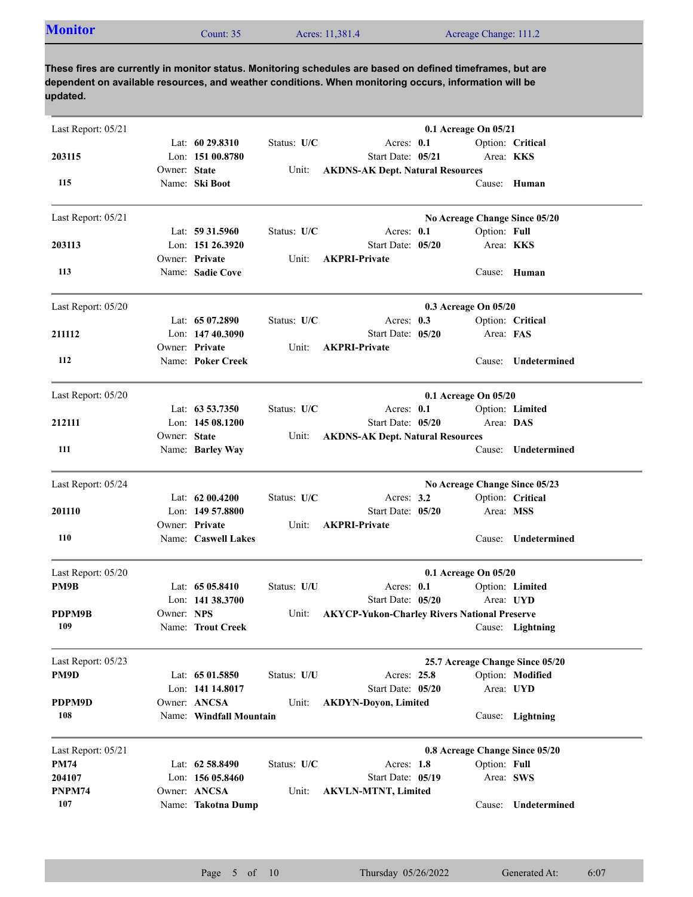## Monitor

Count: 35 | Acres: 11,381.4 | Acreage Change: 111.2

**These fires are currently in monitor status. Monitoring schedules are based on defined timeframes, but are dependent on available resources, and weather conditions. When monitoring occurs, information will be updated.**

---

Last Report: 05/21 — **0.1 Acreage On 05/21**

**203115**
**115**

| | | | |
|---|---|---|---|
| Lat: **60 29.8310** | Status: **U/C** | Acres: **0.1** | Option: **Critical** |
| Lon: **151 00.8780** | | Start Date: **05/21** | Area: **KKS** |
| Owner: **State** | Unit: **AKDNS-AK Dept. Natural Resources** | | |
| Name: **Ski Boot** | | | Cause: **Human** |

---

Last Report: 05/21 — **No Acreage Change Since 05/20**

**203113**
**113**

| | | | |
|---|---|---|---|
| Lat: **59 31.5960** | Status: **U/C** | Acres: **0.1** | Option: **Full** |
| Lon: **151 26.3920** | | Start Date: **05/20** | Area: **KKS** |
| Owner: **Private** | Unit: **AKPRI-Private** | | |
| Name: **Sadie Cove** | | | Cause: **Human** |

---

Last Report: 05/20 — **0.3 Acreage On 05/20**

**211112**
**112**

| | | | |
|---|---|---|---|
| Lat: **65 07.2890** | Status: **U/C** | Acres: **0.3** | Option: **Critical** |
| Lon: **147 40.3090** | | Start Date: **05/20** | Area: **FAS** |
| Owner: **Private** | Unit: **AKPRI-Private** | | |
| Name: **Poker Creek** | | | Cause: **Undetermined** |

---

Last Report: 05/20 — **0.1 Acreage On 05/20**

**212111**
**111**

| | | | |
|---|---|---|---|
| Lat: **63 53.7350** | Status: **U/C** | Acres: **0.1** | Option: **Limited** |
| Lon: **145 08.1200** | | Start Date: **05/20** | Area: **DAS** |
| Owner: **State** | Unit: **AKDNS-AK Dept. Natural Resources** | | |
| Name: **Barley Way** | | | Cause: **Undetermined** |

---

Last Report: 05/24 — **No Acreage Change Since 05/23**

**201110**
**110**

| | | | |
|---|---|---|---|
| Lat: **62 00.4200** | Status: **U/C** | Acres: **3.2** | Option: **Critical** |
| Lon: **149 57.8800** | | Start Date: **05/20** | Area: **MSS** |
| Owner: **Private** | Unit: **AKPRI-Private** | | |
| Name: **Caswell Lakes** | | | Cause: **Undetermined** |

---

Last Report: 05/20 — **0.1 Acreage On 05/20**

**PM9B**
**PDPM9B**
**109**

| | | | |
|---|---|---|---|
| Lat: **65 05.8410** | Status: **U/U** | Acres: **0.1** | Option: **Limited** |
| Lon: **141 38.3700** | | Start Date: **05/20** | Area: **UYD** |
| Owner: **NPS** | Unit: **AKYCP-Yukon-Charley Rivers National Preserve** | | |
| Name: **Trout Creek** | | | Cause: **Lightning** |

---

Last Report: 05/23 — **25.7 Acreage Change Since 05/20**

**PM9D**
**PDPM9D**
**108**

| | | | |
|---|---|---|---|
| Lat: **65 01.5850** | Status: **U/U** | Acres: **25.8** | Option: **Modified** |
| Lon: **141 14.8017** | | Start Date: **05/20** | Area: **UYD** |
| Owner: **ANCSA** | Unit: **AKDYN-Doyon, Limited** | | |
| Name: **Windfall Mountain** | | | Cause: **Lightning** |

---

Last Report: 05/21 — **0.8 Acreage Change Since 05/20**

**PM74**
**204107**
**PNPM74**
**107**

| | | | |
|---|---|---|---|
| Lat: **62 58.8490** | Status: **U/C** | Acres: **1.8** | Option: **Full** |
| Lon: **156 05.8460** | | Start Date: **05/19** | Area: **SWS** |
| Owner: **ANCSA** | Unit: **AKVLN-MTNT, Limited** | | |
| Name: **Takotna Dump** | | | Cause: **Undetermined** |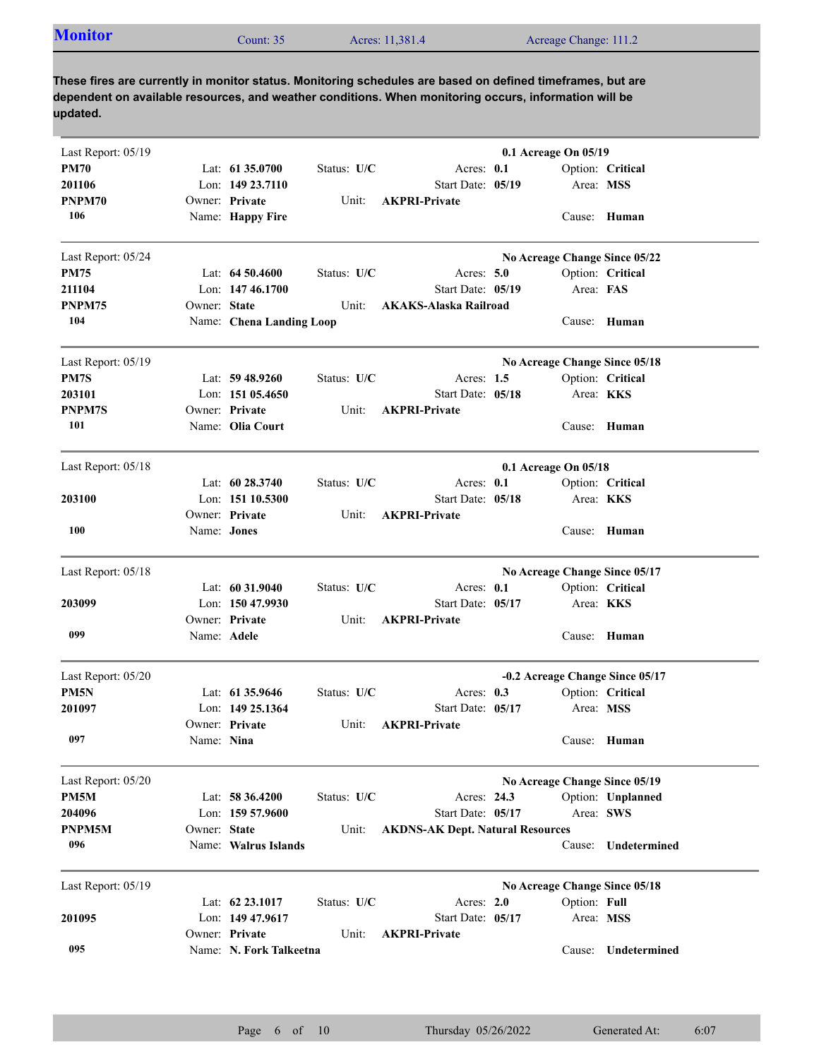## Monitor

Count: 35 | Acres: 11,381.4 | Acreage Change: 111.2

**These fires are currently in monitor status. Monitoring schedules are based on defined timeframes, but are dependent on available resources, and weather conditions. When monitoring occurs, information will be updated.**

---

Last Report: 05/19 — **0.1 Acreage On 05/19**

**PM70**
**201106**
**PNPM70**
**106**

| | | | |
|---|---|---|---|
| Lat: **61 35.0700** | Status: **U/C** | Acres: **0.1** | Option: **Critical** |
| Lon: **149 23.7110** | | Start Date: **05/19** | Area: **MSS** |
| Owner: **Private** | Unit: **AKPRI-Private** | | |
| Name: **Happy Fire** | | | Cause: **Human** |

---

Last Report: 05/24 — **No Acreage Change Since 05/22**

**PM75**
**211104**
**PNPM75**
**104**

| | | | |
|---|---|---|---|
| Lat: **64 50.4600** | Status: **U/C** | Acres: **5.0** | Option: **Critical** |
| Lon: **147 46.1700** | | Start Date: **05/19** | Area: **FAS** |
| Owner: **State** | Unit: **AKAKS-Alaska Railroad** | | |
| Name: **Chena Landing Loop** | | | Cause: **Human** |

---

Last Report: 05/19 — **No Acreage Change Since 05/18**

**PM7S**
**203101**
**PNPM7S**
**101**

| | | | |
|---|---|---|---|
| Lat: **59 48.9260** | Status: **U/C** | Acres: **1.5** | Option: **Critical** |
| Lon: **151 05.4650** | | Start Date: **05/18** | Area: **KKS** |
| Owner: **Private** | Unit: **AKPRI-Private** | | |
| Name: **Olia Court** | | | Cause: **Human** |

---

Last Report: 05/18 — **0.1 Acreage On 05/18**

**203100**
**100**

| | | | |
|---|---|---|---|
| Lat: **60 28.3740** | Status: **U/C** | Acres: **0.1** | Option: **Critical** |
| Lon: **151 10.5300** | | Start Date: **05/18** | Area: **KKS** |
| Owner: **Private** | Unit: **AKPRI-Private** | | |
| Name: **Jones** | | | Cause: **Human** |

---

Last Report: 05/18 — **No Acreage Change Since 05/17**

**203099**
**099**

| | | | |
|---|---|---|---|
| Lat: **60 31.9040** | Status: **U/C** | Acres: **0.1** | Option: **Critical** |
| Lon: **150 47.9930** | | Start Date: **05/17** | Area: **KKS** |
| Owner: **Private** | Unit: **AKPRI-Private** | | |
| Name: **Adele** | | | Cause: **Human** |

---

Last Report: 05/20 — **-0.2 Acreage Change Since 05/17**

**PM5N**
**201097**
**097**

| | | | |
|---|---|---|---|
| Lat: **61 35.9646** | Status: **U/C** | Acres: **0.3** | Option: **Critical** |
| Lon: **149 25.1364** | | Start Date: **05/17** | Area: **MSS** |
| Owner: **Private** | Unit: **AKPRI-Private** | | |
| Name: **Nina** | | | Cause: **Human** |

---

Last Report: 05/20 — **No Acreage Change Since 05/19**

**PM5M**
**204096**
**PNPM5M**
**096**

| | | | |
|---|---|---|---|
| Lat: **58 36.4200** | Status: **U/C** | Acres: **24.3** | Option: **Unplanned** |
| Lon: **159 57.9600** | | Start Date: **05/17** | Area: **SWS** |
| Owner: **State** | Unit: **AKDNS-AK Dept. Natural Resources** | | |
| Name: **Walrus Islands** | | | Cause: **Undetermined** |

---

Last Report: 05/19 — **No Acreage Change Since 05/18**

**201095**
**095**

| | | | |
|---|---|---|---|
| Lat: **62 23.1017** | Status: **U/C** | Acres: **2.0** | Option: **Full** |
| Lon: **149 47.9617** | | Start Date: **05/17** | Area: **MSS** |
| Owner: **Private** | Unit: **AKPRI-Private** | | |
| Name: **N. Fork Talkeetna** | | | Cause: **Undetermined** |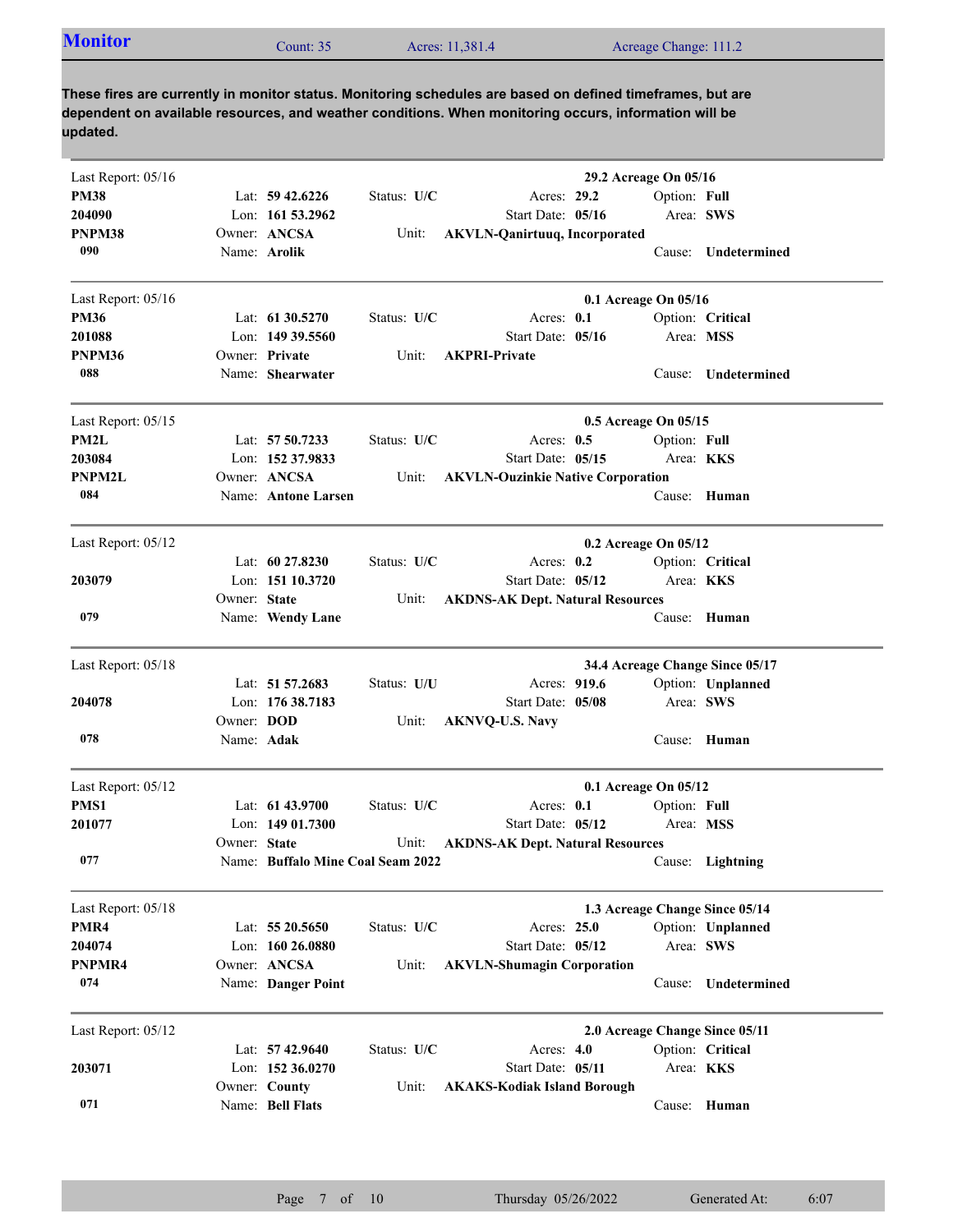## Monitor

Count: 35 | Acres: 11,381.4 | Acreage Change: 111.2

**These fires are currently in monitor status. Monitoring schedules are based on defined timeframes, but are dependent on available resources, and weather conditions. When monitoring occurs, information will be updated.**

---

Last Report: 05/16 — **29.2 Acreage On 05/16**

| | | | |
|---|---|---|---|
| **PM38** | Lat: **59 42.6226** | Status: **U/C** | Acres: **29.2** | 
| **204090** | Lon: **161 53.2962** | Start Date: **05/16** | Option: **Full** |
| **PNPM38** | Owner: **ANCSA** | Unit: **AKVLN-Qanirtuuq, Incorporated** | Area: **SWS** |
| **090** | Name: **Arolik** | | Cause: **Undetermined** |

---

Last Report: 05/16 — **0.1 Acreage On 05/16**

| | | | |
|---|---|---|---|
| **PM36** | Lat: **61 30.5270** | Status: **U/C** | Acres: **0.1** |
| **201088** | Lon: **149 39.5560** | Start Date: **05/16** | Option: **Critical** |
| **PNPM36** | Owner: **Private** | Unit: **AKPRI-Private** | Area: **MSS** |
| **088** | Name: **Shearwater** | | Cause: **Undetermined** |

---

Last Report: 05/15 — **0.5 Acreage On 05/15**

| | | | |
|---|---|---|---|
| **PM2L** | Lat: **57 50.7233** | Status: **U/C** | Acres: **0.5** |
| **203084** | Lon: **152 37.9833** | Start Date: **05/15** | Option: **Full** |
| **PNPM2L** | Owner: **ANCSA** | Unit: **AKVLN-Ouzinkie Native Corporation** | Area: **KKS** |
| **084** | Name: **Antone Larsen** | | Cause: **Human** |

---

Last Report: 05/12 — **0.2 Acreage On 05/12**

| | | | |
|---|---|---|---|
| | Lat: **60 27.8230** | Status: **U/C** | Acres: **0.2** |
| **203079** | Lon: **151 10.3720** | Start Date: **05/12** | Option: **Critical** |
| | Owner: **State** | Unit: **AKDNS-AK Dept. Natural Resources** | Area: **KKS** |
| **079** | Name: **Wendy Lane** | | Cause: **Human** |

---

Last Report: 05/18 — **34.4 Acreage Change Since 05/17**

| | | | |
|---|---|---|---|
| | Lat: **51 57.2683** | Status: **U/U** | Acres: **919.6** |
| **204078** | Lon: **176 38.7183** | Start Date: **05/08** | Option: **Unplanned** |
| | Owner: **DOD** | Unit: **AKNVQ-U.S. Navy** | Area: **SWS** |
| **078** | Name: **Adak** | | Cause: **Human** |

---

Last Report: 05/12 — **0.1 Acreage On 05/12**

| | | | |
|---|---|---|---|
| **PMS1** | Lat: **61 43.9700** | Status: **U/C** | Acres: **0.1** |
| **201077** | Lon: **149 01.7300** | Start Date: **05/12** | Option: **Full** |
| | Owner: **State** | Unit: **AKDNS-AK Dept. Natural Resources** | Area: **MSS** |
| **077** | Name: **Buffalo Mine Coal Seam 2022** | | Cause: **Lightning** |

---

Last Report: 05/18 — **1.3 Acreage Change Since 05/14**

| | | | |
|---|---|---|---|
| **PMR4** | Lat: **55 20.5650** | Status: **U/C** | Acres: **25.0** |
| **204074** | Lon: **160 26.0880** | Start Date: **05/12** | Option: **Unplanned** |
| **PNPMR4** | Owner: **ANCSA** | Unit: **AKVLN-Shumagin Corporation** | Area: **SWS** |
| **074** | Name: **Danger Point** | | Cause: **Undetermined** |

---

Last Report: 05/12 — **2.0 Acreage Change Since 05/11**

| | | | |
|---|---|---|---|
| | Lat: **57 42.9640** | Status: **U/C** | Acres: **4.0** |
| **203071** | Lon: **152 36.0270** | Start Date: **05/11** | Option: **Critical** |
| | Owner: **County** | Unit: **AKAKS-Kodiak Island Borough** | Area: **KKS** |
| **071** | Name: **Bell Flats** | | Cause: **Human** |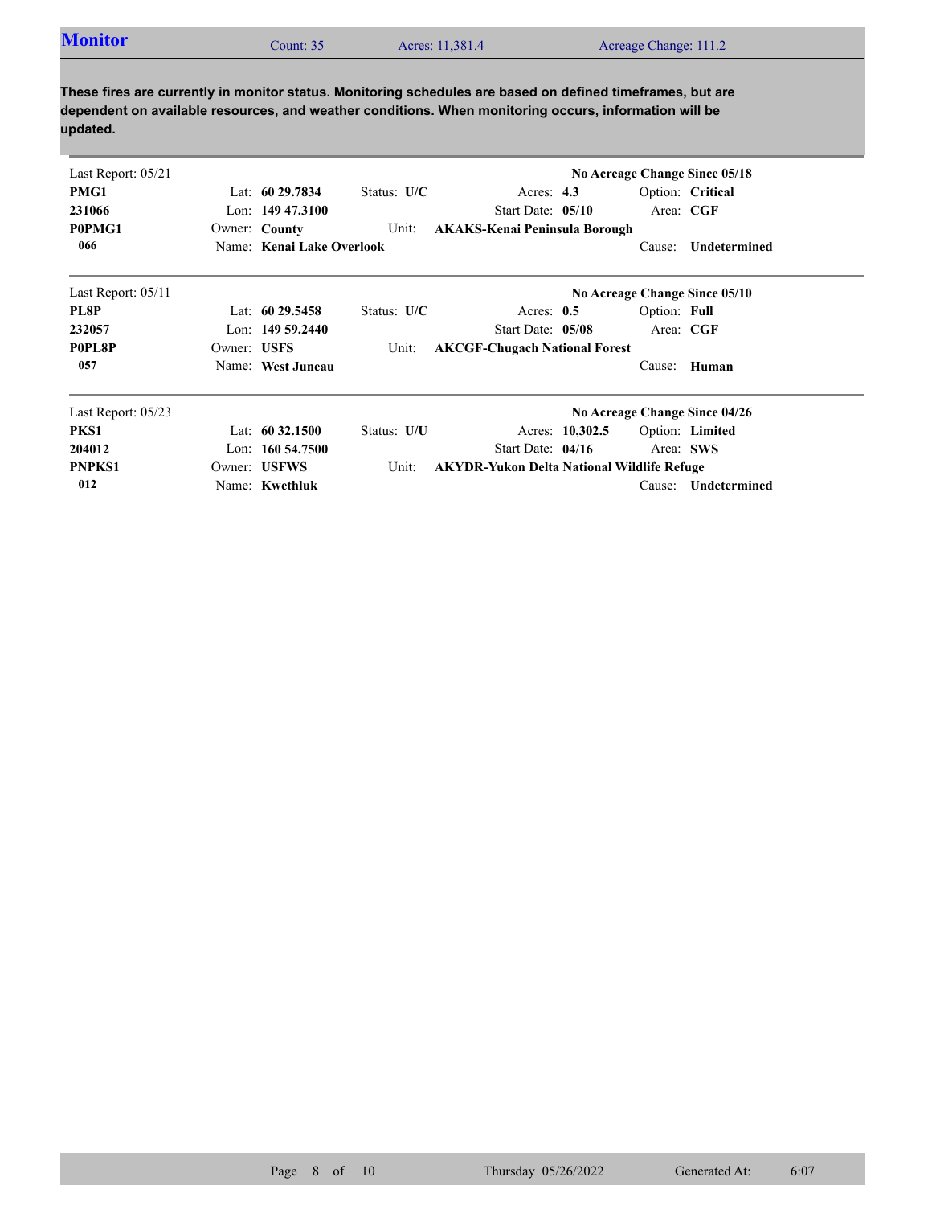## Monitor

Count: 35 | Acres: 11,381.4 | Acreage Change: 111.2

**These fires are currently in monitor status. Monitoring schedules are based on defined timeframes, but are dependent on available resources, and weather conditions. When monitoring occurs, information will be updated.**

---

Last Report: 05/21 — **No Acreage Change Since 05/18**

| | | | | | | |
|---|---|---|---|---|---|---|
| **PMG1** | Lat: **60 29.7834** | Status: **U/C** | Acres: **4.3** | | Option: **Critical** | |
| **231066** | Lon: **149 47.3100** | | Start Date: **05/10** | | Area: **CGF** | |
| **P0PMG1** | Owner: **County** | Unit: | **AKAKS-Kenai Peninsula Borough** | | | |
| **066** | Name: **Kenai Lake Overlook** | | | | Cause: **Undetermined** | |

---

Last Report: 05/11 — **No Acreage Change Since 05/10**

| | | | | | | |
|---|---|---|---|---|---|---|
| **PL8P** | Lat: **60 29.5458** | Status: **U/C** | Acres: **0.5** | | Option: **Full** | |
| **232057** | Lon: **149 59.2440** | | Start Date: **05/08** | | Area: **CGF** | |
| **P0PL8P** | Owner: **USFS** | Unit: | **AKCGF-Chugach National Forest** | | | |
| **057** | Name: **West Juneau** | | | | Cause: **Human** | |

---

Last Report: 05/23 — **No Acreage Change Since 04/26**

| | | | | | | |
|---|---|---|---|---|---|---|
| **PKS1** | Lat: **60 32.1500** | Status: **U/U** | Acres: **10,302.5** | | Option: **Limited** | |
| **204012** | Lon: **160 54.7500** | | Start Date: **04/16** | | Area: **SWS** | |
| **PNPKS1** | Owner: **USFWS** | Unit: | **AKYDR-Yukon Delta National Wildlife Refuge** | | | |
| **012** | Name: **Kwethluk** | | | | Cause: **Undetermined** | |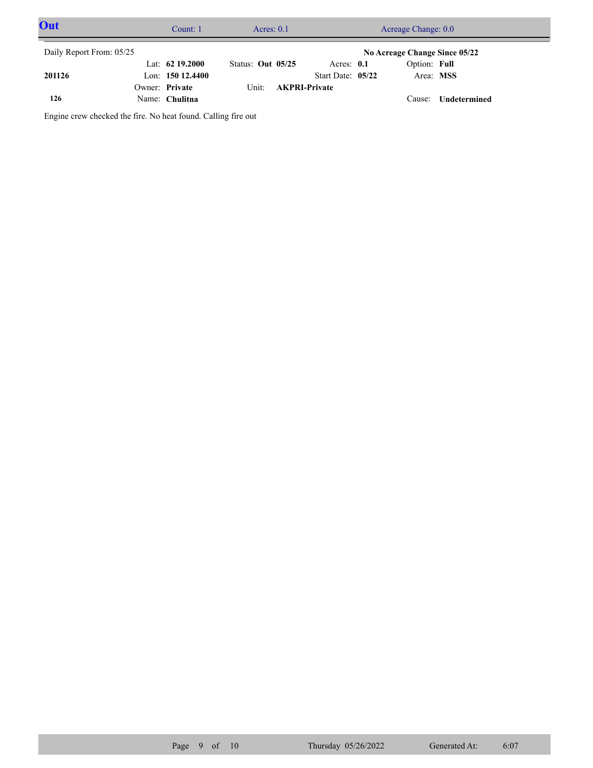## Out

Count: 1 | Acres: 0.1 | Acreage Change: 0.0

Daily Report From: 05/25 | | | | **No Acreage Change Since 05/22**

| | | | | |
|---|---|---|---|---|
| | Lat: **62 19.2000** | Status: **Out 05/25** | Acres: **0.1** | Option: **Full** |
| **201126** | Lon: **150 12.4400** | | Start Date: **05/22** | Area: **MSS** |
| | Owner: **Private** | Unit: **AKPRI-Private** | | |
| **126** | Name: **Chulitna** | | | Cause: **Undetermined** |

Engine crew checked the fire. No heat found. Calling fire out

Thursday 05/26/2022 Generated At: 6:07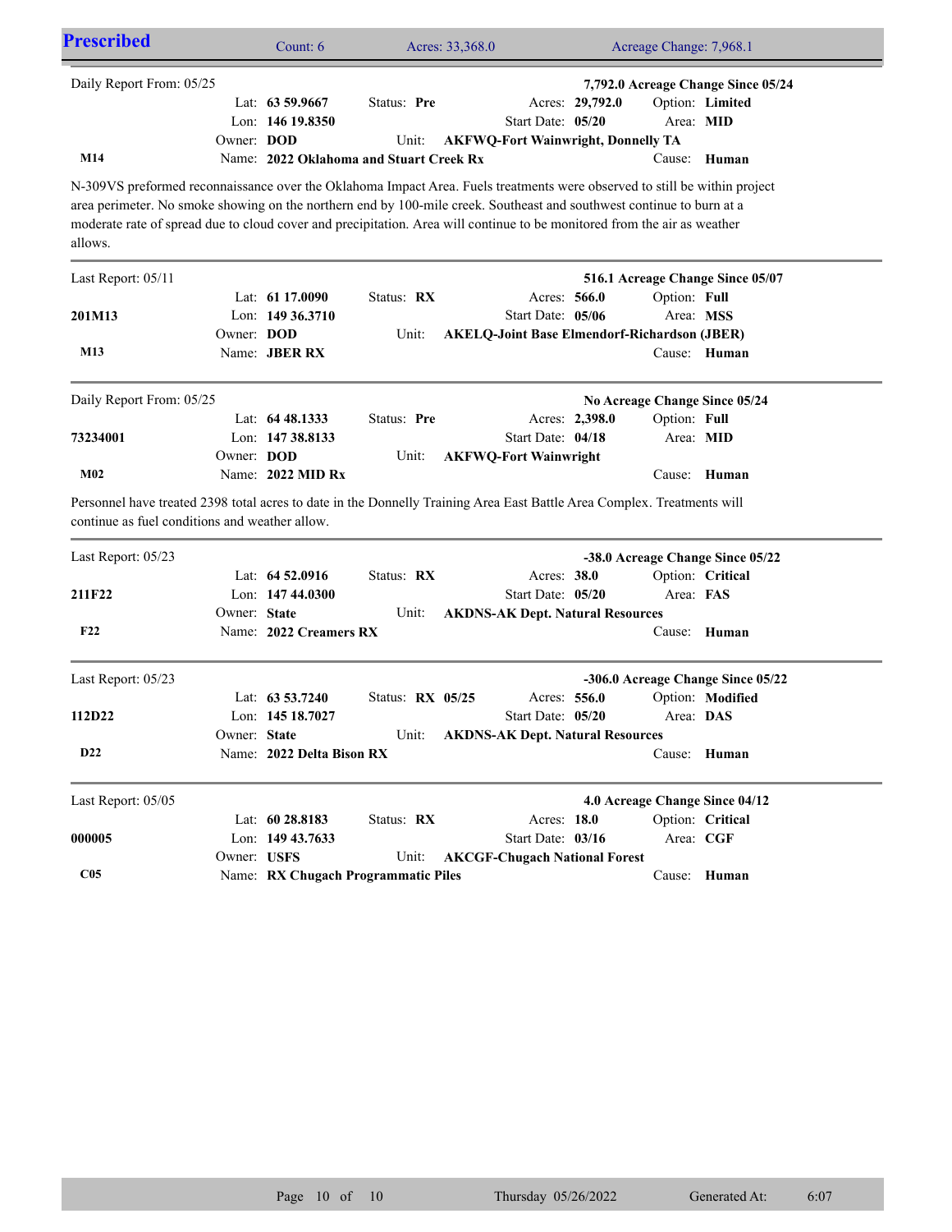## Prescribed

Count: 6 | Acres: 33,368.0 | Acreage Change: 7,968.1

---

Daily Report From: 05/25 — **7,792.0 Acreage Change Since 05/24**

| | | | |
|---|---|---|---|
| Lat: **63 59.9667** | Status: **Pre** | Acres: **29,792.0** | Option: **Limited** |
| Lon: **146 19.8350** | | Start Date: **05/20** | Area: **MID** |
| Owner: **DOD** | Unit: **AKFWQ-Fort Wainwright, Donnelly TA** | | |
| **M14** Name: **2022 Oklahoma and Stuart Creek Rx** | | | Cause: **Human** |

N-309VS preformed reconnaissance over the Oklahoma Impact Area. Fuels treatments were observed to still be within project area perimeter. No smoke showing on the northern end by 100-mile creek. Southeast and southwest continue to burn at a moderate rate of spread due to cloud cover and precipitation. Area will continue to be monitored from the air as weather allows.

---

Last Report: 05/11 — **516.1 Acreage Change Since 05/07**

| | | | |
|---|---|---|---|
| Lat: **61 17.0090** | Status: **RX** | Acres: **566.0** | Option: **Full** |
| **201M13** Lon: **149 36.3710** | | Start Date: **05/06** | Area: **MSS** |
| Owner: **DOD** | Unit: **AKELQ-Joint Base Elmendorf-Richardson (JBER)** | | |
| **M13** Name: **JBER RX** | | | Cause: **Human** |

---

Daily Report From: 05/25 — **No Acreage Change Since 05/24**

| | | | |
|---|---|---|---|
| Lat: **64 48.1333** | Status: **Pre** | Acres: **2,398.0** | Option: **Full** |
| **73234001** Lon: **147 38.8133** | | Start Date: **04/18** | Area: **MID** |
| Owner: **DOD** | Unit: **AKFWQ-Fort Wainwright** | | |
| **M02** Name: **2022 MID Rx** | | | Cause: **Human** |

Personnel have treated 2398 total acres to date in the Donnelly Training Area East Battle Area Complex. Treatments will continue as fuel conditions and weather allow.

---

Last Report: 05/23 — **-38.0 Acreage Change Since 05/22**

| | | | |
|---|---|---|---|
| Lat: **64 52.0916** | Status: **RX** | Acres: **38.0** | Option: **Critical** |
| **211F22** Lon: **147 44.0300** | | Start Date: **05/20** | Area: **FAS** |
| Owner: **State** | Unit: **AKDNS-AK Dept. Natural Resources** | | |
| **F22** Name: **2022 Creamers RX** | | | Cause: **Human** |

---

Last Report: 05/23 — **-306.0 Acreage Change Since 05/22**

| | | | |
|---|---|---|---|
| Lat: **63 53.7240** | Status: **RX 05/25** | Acres: **556.0** | Option: **Modified** |
| **112D22** Lon: **145 18.7027** | | Start Date: **05/20** | Area: **DAS** |
| Owner: **State** | Unit: **AKDNS-AK Dept. Natural Resources** | | |
| **D22** Name: **2022 Delta Bison RX** | | | Cause: **Human** |

---

Last Report: 05/05 — **4.0 Acreage Change Since 04/12**

| | | | |
|---|---|---|---|
| Lat: **60 28.8183** | Status: **RX** | Acres: **18.0** | Option: **Critical** |
| **000005** Lon: **149 43.7633** | | Start Date: **03/16** | Area: **CGF** |
| Owner: **USFS** | Unit: **AKCGF-Chugach National Forest** | | |
| **C05** Name: **RX Chugach Programmatic Piles** | | | Cause: **Human** |